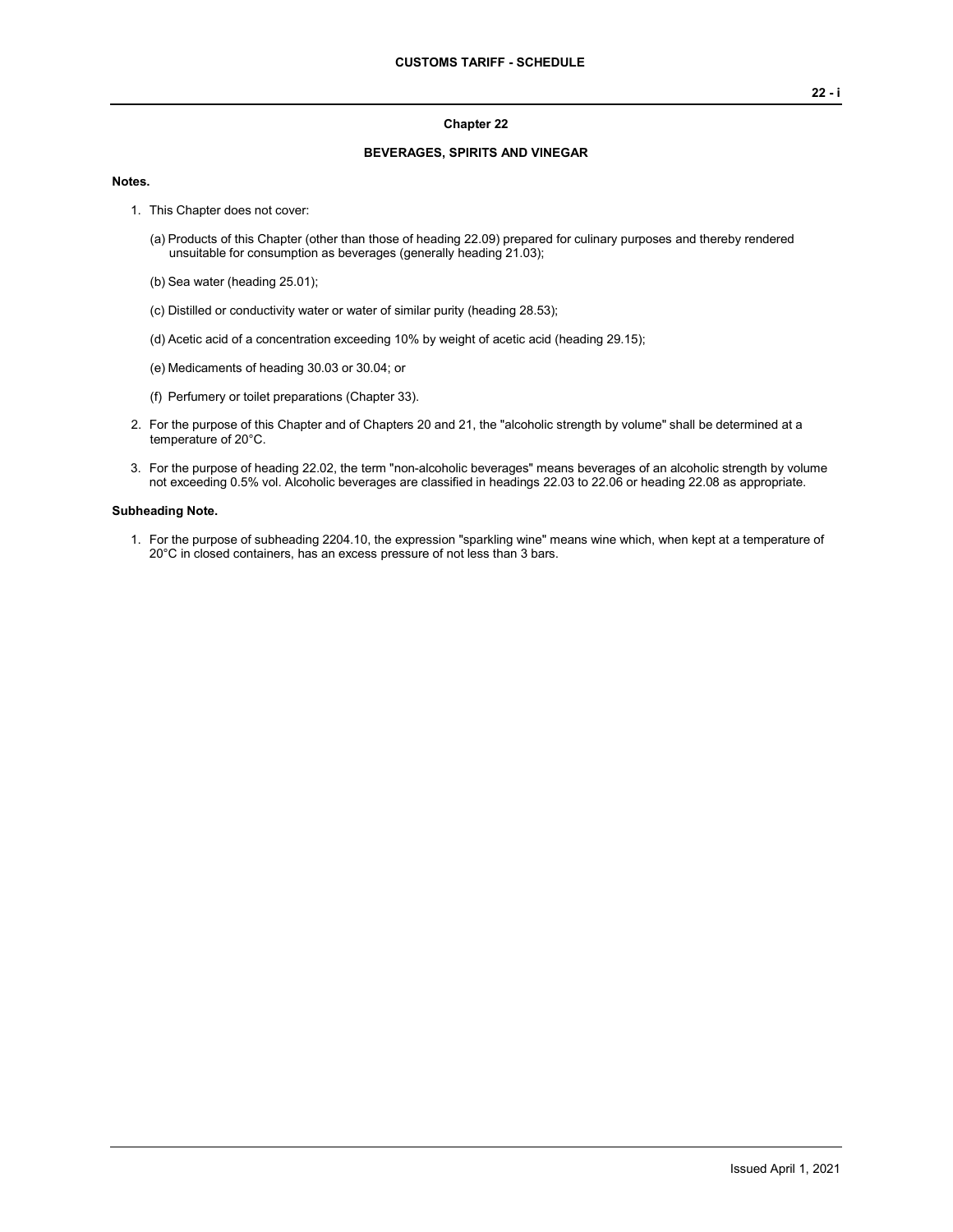# Chapter 22

## BEVERAGES, SPIRITS AND VINEGAR

**Notes.**

1. This Chapter does not cover:

   (a) Products of this Chapter (other than those of heading 22.09) prepared for culinary purposes and thereby rendered unsuitable for consumption as beverages (generally heading 21.03);

   (b) Sea water (heading 25.01);

   (c) Distilled or conductivity water or water of similar purity (heading 28.53);

   (d) Acetic acid of a concentration exceeding 10% by weight of acetic acid (heading 29.15);

   (e) Medicaments of heading 30.03 or 30.04; or

   (f) Perfumery or toilet preparations (Chapter 33).

2. For the purpose of this Chapter and of Chapters 20 and 21, the "alcoholic strength by volume" shall be determined at a temperature of 20°C.

3. For the purpose of heading 22.02, the term "non-alcoholic beverages" means beverages of an alcoholic strength by volume not exceeding 0.5% vol. Alcoholic beverages are classified in headings 22.03 to 22.06 or heading 22.08 as appropriate.

**Subheading Note.**

1. For the purpose of subheading 2204.10, the expression "sparkling wine" means wine which, when kept at a temperature of 20°C in closed containers, has an excess pressure of not less than 3 bars.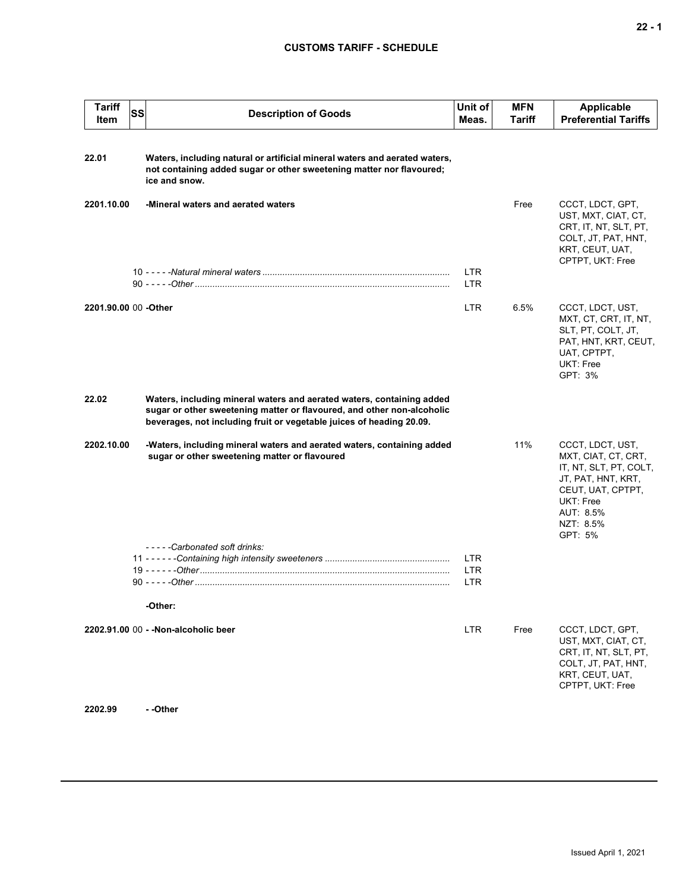# CUSTOMS TARIFF - SCHEDULE

| Tariff Item | SS | Description of Goods | Unit of Meas. | MFN Tariff | Applicable Preferential Tariffs |
|---|---|---|---|---|---|
| 22.01 | | **Waters, including natural or artificial mineral waters and aerated waters, not containing added sugar or other sweetening matter nor flavoured; ice and snow.** | | | |
| 2201.10.00 | | **-Mineral waters and aerated waters** | | Free | CCCT, LDCT, GPT, UST, MXT, CIAT, CT, CRT, IT, NT, SLT, PT, COLT, JT, PAT, HNT, KRT, CEUT, UAT, CPTPT, UKT: Free |
| | 10 | - - - - -*Natural mineral waters* | LTR | | |
| | 90 | - - - - -*Other* | LTR | | |
| 2201.90.00 | 00 | **-Other** | LTR | 6.5% | CCCT, LDCT, UST, MXT, CT, CRT, IT, NT, SLT, PT, COLT, JT, PAT, HNT, KRT, CEUT, UAT, CPTPT, UKT: Free<br>GPT: 3% |
| 22.02 | | **Waters, including mineral waters and aerated waters, containing added sugar or other sweetening matter or flavoured, and other non-alcoholic beverages, not including fruit or vegetable juices of heading 20.09.** | | | |
| 2202.10.00 | | **-Waters, including mineral waters and aerated waters, containing added sugar or other sweetening matter or flavoured** | | 11% | CCCT, LDCT, UST, MXT, CIAT, CT, CRT, IT, NT, SLT, PT, COLT, JT, PAT, HNT, KRT, CEUT, UAT, CPTPT, UKT: Free<br>AUT: 8.5%<br>NZT: 8.5%<br>GPT: 5% |
| | | - - - - -*Carbonated soft drinks:* | | | |
| | 11 | - - - - - -*Containing high intensity sweeteners* | LTR | | |
| | 19 | - - - - - -*Other* | LTR | | |
| | 90 | - - - - -*Other* | LTR | | |
| | | **-Other:** | | | |
| 2202.91.00 | 00 | **- -Non-alcoholic beer** | LTR | Free | CCCT, LDCT, GPT, UST, MXT, CIAT, CT, CRT, IT, NT, SLT, PT, COLT, JT, PAT, HNT, KRT, CEUT, UAT, CPTPT, UKT: Free |
| 2202.99 | | **- -Other** | | | |

Issued April 1, 2021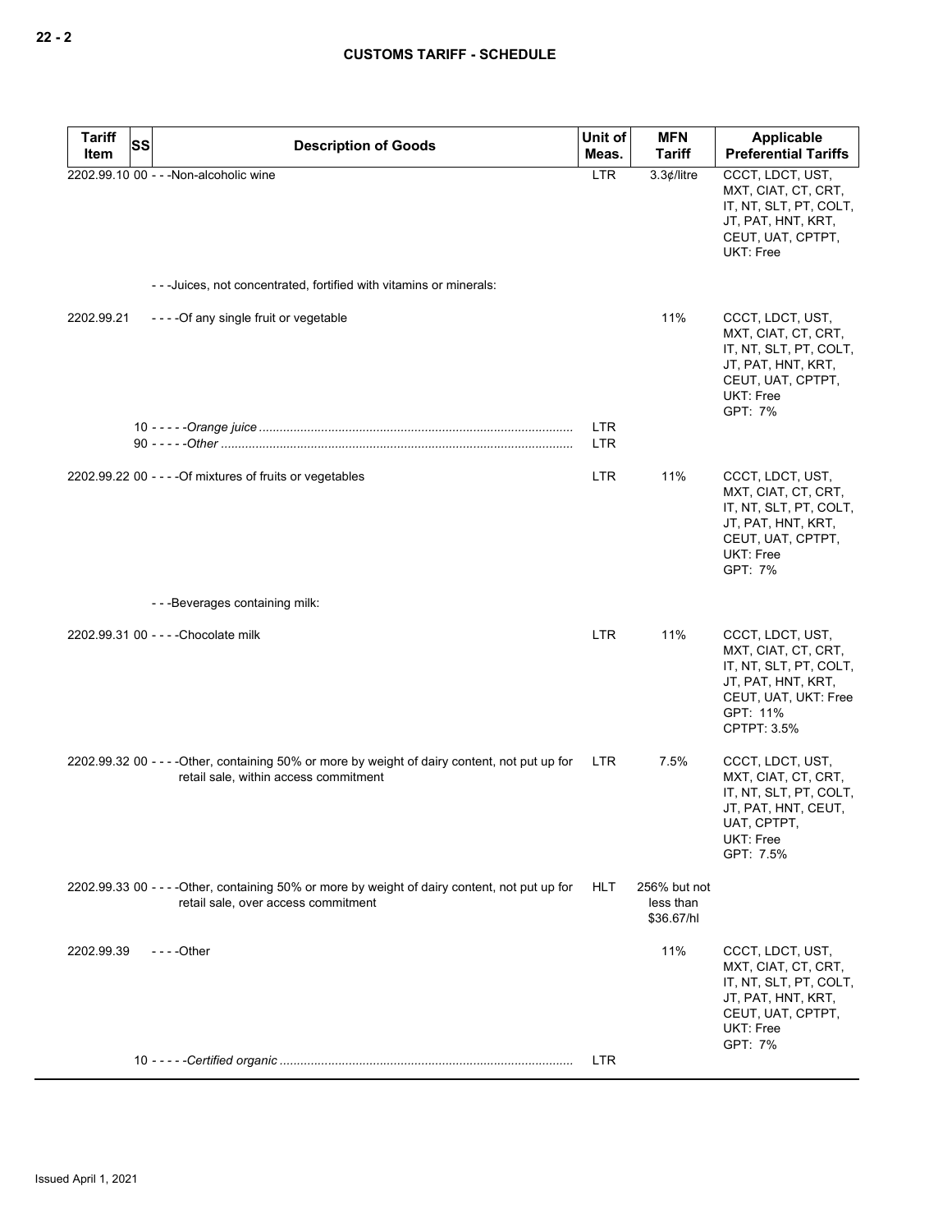| Tariff Item | SS | Description of Goods | Unit of Meas. | MFN Tariff | Applicable Preferential Tariffs |
|---|---|---|---|---|---|
| 2202.99.10 | 00 | - - -Non-alcoholic wine | LTR | 3.3¢/litre | CCCT, LDCT, UST, MXT, CIAT, CT, CRT, IT, NT, SLT, PT, COLT, JT, PAT, HNT, KRT, CEUT, UAT, CPTPT, UKT: Free |
| | | - - -Juices, not concentrated, fortified with vitamins or minerals: | | | |
| 2202.99.21 | | - - - -Of any single fruit or vegetable | | 11% | CCCT, LDCT, UST, MXT, CIAT, CT, CRT, IT, NT, SLT, PT, COLT, JT, PAT, HNT, KRT, CEUT, UAT, CPTPT, UKT: Free<br>GPT: 7% |
| | 10 | - - - - -*Orange juice* | LTR | | |
| | 90 | - - - - -*Other* | LTR | | |
| 2202.99.22 | 00 | - - - -Of mixtures of fruits or vegetables | LTR | 11% | CCCT, LDCT, UST, MXT, CIAT, CT, CRT, IT, NT, SLT, PT, COLT, JT, PAT, HNT, KRT, CEUT, UAT, CPTPT, UKT: Free<br>GPT: 7% |
| | | - - -Beverages containing milk: | | | |
| 2202.99.31 | 00 | - - - -Chocolate milk | LTR | 11% | CCCT, LDCT, UST, MXT, CIAT, CT, CRT, IT, NT, SLT, PT, COLT, JT, PAT, HNT, KRT, CEUT, UAT, UKT: Free<br>GPT: 11%<br>CPTPT: 3.5% |
| 2202.99.32 | 00 | - - - -Other, containing 50% or more by weight of dairy content, not put up for retail sale, within access commitment | LTR | 7.5% | CCCT, LDCT, UST, MXT, CIAT, CT, CRT, IT, NT, SLT, PT, COLT, JT, PAT, HNT, CEUT, UAT, CPTPT, UKT: Free<br>GPT: 7.5% |
| 2202.99.33 | 00 | - - - -Other, containing 50% or more by weight of dairy content, not put up for retail sale, over access commitment | HLT | 256% but not less than $36.67/hl | |
| 2202.99.39 | | - - - -Other | | 11% | CCCT, LDCT, UST, MXT, CIAT, CT, CRT, IT, NT, SLT, PT, COLT, JT, PAT, HNT, KRT, CEUT, UAT, CPTPT, UKT: Free<br>GPT: 7% |
| | 10 | - - - - -*Certified organic* | LTR | | |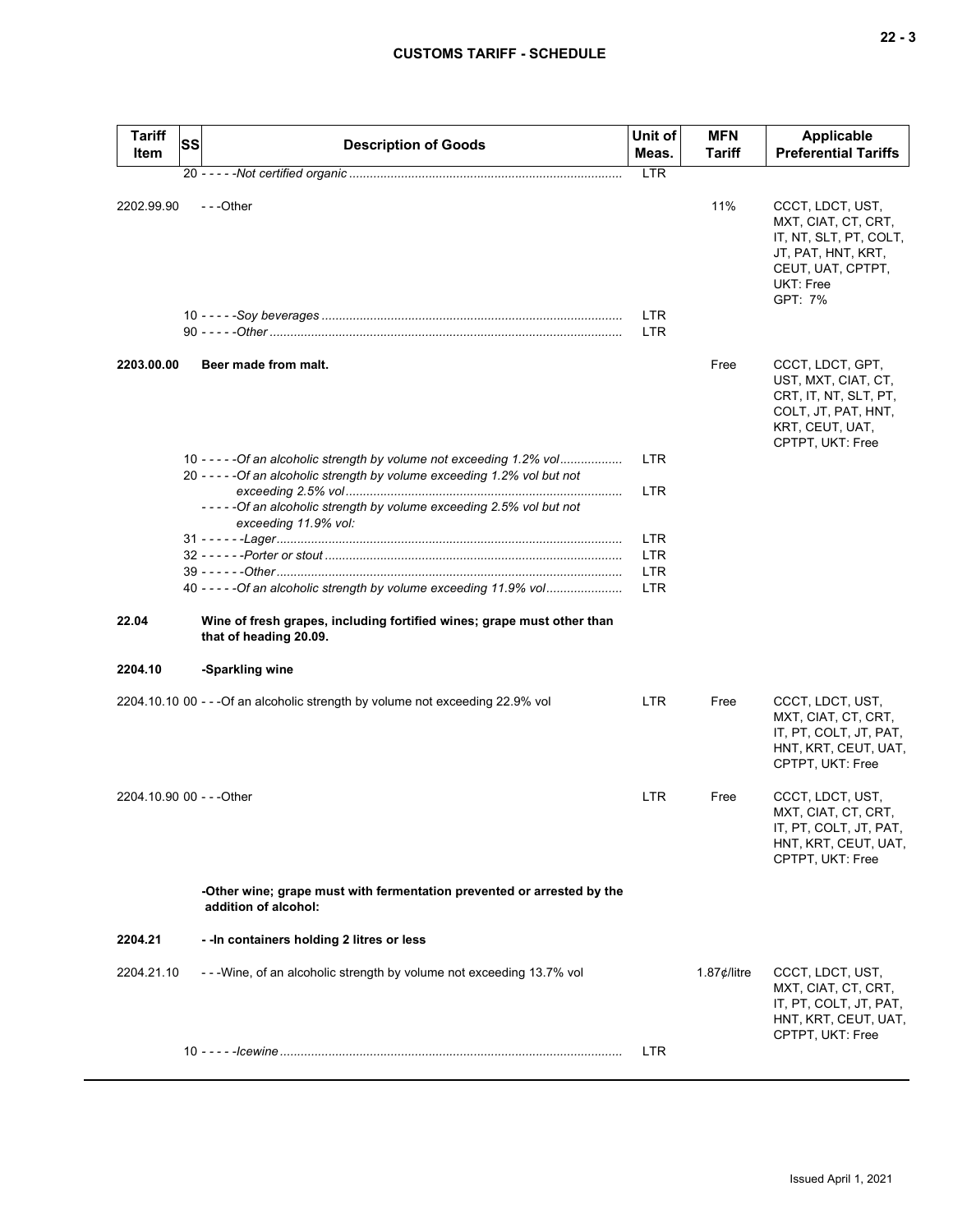| Tariff Item | SS | Description of Goods | Unit of Meas. | MFN Tariff | Applicable Preferential Tariffs |
|---|---|---|---|---|---|
| | | 20 - - - - -*Not certified organic* | LTR | | |
| 2202.99.90 | | - - -Other | | 11% | CCCT, LDCT, UST, MXT, CIAT, CT, CRT, IT, NT, SLT, PT, COLT, JT, PAT, HNT, KRT, CEUT, UAT, CPTPT, UKT: Free<br>GPT: 7% |
| | | 10 - - - - -*Soy beverages* | LTR | | |
| | | 90 - - - - -*Other* | LTR | | |
| **2203.00.00** | | **Beer made from malt.** | | Free | CCCT, LDCT, GPT, UST, MXT, CIAT, CT, CRT, IT, NT, SLT, PT, COLT, JT, PAT, HNT, KRT, CEUT, UAT, CPTPT, UKT: Free |
| | | 10 - - - - -*Of an alcoholic strength by volume not exceeding 1.2% vol* | LTR | | |
| | | 20 - - - - -*Of an alcoholic strength by volume exceeding 1.2% vol but not exceeding 2.5% vol* | LTR | | |
| | | - - - - -*Of an alcoholic strength by volume exceeding 2.5% vol but not exceeding 11.9% vol:* | | | |
| | | 31 - - - - - -*Lager* | LTR | | |
| | | 32 - - - - - -*Porter or stout* | LTR | | |
| | | 39 - - - - - -*Other* | LTR | | |
| | | 40 - - - - -*Of an alcoholic strength by volume exceeding 11.9% vol* | LTR | | |
| **22.04** | | **Wine of fresh grapes, including fortified wines; grape must other than that of heading 20.09.** | | | |
| **2204.10** | | **-Sparkling wine** | | | |
| 2204.10.10 | 00 | - - -Of an alcoholic strength by volume not exceeding 22.9% vol | LTR | Free | CCCT, LDCT, UST, MXT, CIAT, CT, CRT, IT, PT, COLT, JT, PAT, HNT, KRT, CEUT, UAT, CPTPT, UKT: Free |
| 2204.10.90 | 00 | - - -Other | LTR | Free | CCCT, LDCT, UST, MXT, CIAT, CT, CRT, IT, PT, COLT, JT, PAT, HNT, KRT, CEUT, UAT, CPTPT, UKT: Free |
| | | **-Other wine; grape must with fermentation prevented or arrested by the addition of alcohol:** | | | |
| **2204.21** | | **- -In containers holding 2 litres or less** | | | |
| 2204.21.10 | | - - -Wine, of an alcoholic strength by volume not exceeding 13.7% vol | | 1.87¢/litre | CCCT, LDCT, UST, MXT, CIAT, CT, CRT, IT, PT, COLT, JT, PAT, HNT, KRT, CEUT, UAT, CPTPT, UKT: Free |
| | | 10 - - - - -*Icewine* | LTR | | |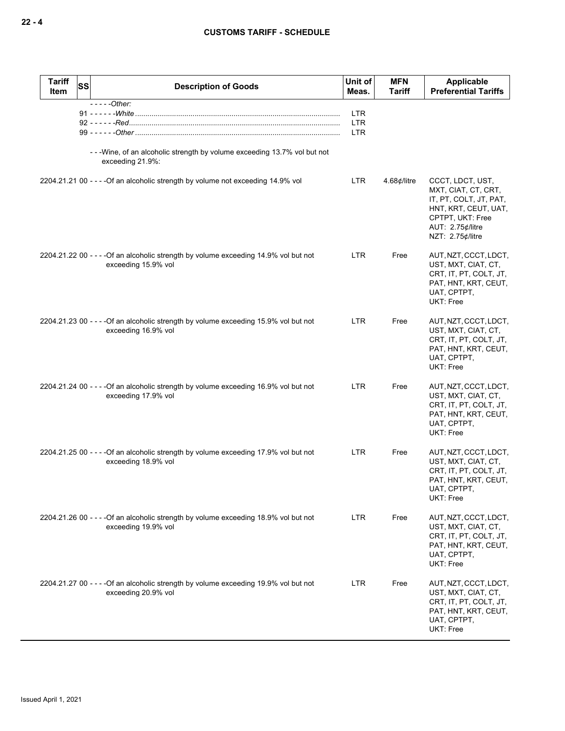| Tariff Item | SS | Description of Goods | Unit of Meas. | MFN Tariff | Applicable Preferential Tariffs |
|---|---|---|---|---|---|
| | | - - - - -*Other:* | | | |
| | 91 | - - - - - -*White* | LTR | | |
| | 92 | - - - - - -*Red* | LTR | | |
| | 99 | - - - - - -*Other* | LTR | | |
| | | - - -Wine, of an alcoholic strength by volume exceeding 13.7% vol but not exceeding 21.9%: | | | |
| 2204.21.21 | 00 | - - - -Of an alcoholic strength by volume not exceeding 14.9% vol | LTR | 4.68¢/litre | CCCT, LDCT, UST, MXT, CIAT, CT, CRT, IT, PT, COLT, JT, PAT, HNT, KRT, CEUT, UAT, CPTPT, UKT: Free<br>AUT: 2.75¢/litre<br>NZT: 2.75¢/litre |
| 2204.21.22 | 00 | - - - -Of an alcoholic strength by volume exceeding 14.9% vol but not exceeding 15.9% vol | LTR | Free | AUT, NZT, CCCT, LDCT, UST, MXT, CIAT, CT, CRT, IT, PT, COLT, JT, PAT, HNT, KRT, CEUT, UAT, CPTPT, UKT: Free |
| 2204.21.23 | 00 | - - - -Of an alcoholic strength by volume exceeding 15.9% vol but not exceeding 16.9% vol | LTR | Free | AUT, NZT, CCCT, LDCT, UST, MXT, CIAT, CT, CRT, IT, PT, COLT, JT, PAT, HNT, KRT, CEUT, UAT, CPTPT, UKT: Free |
| 2204.21.24 | 00 | - - - -Of an alcoholic strength by volume exceeding 16.9% vol but not exceeding 17.9% vol | LTR | Free | AUT, NZT, CCCT, LDCT, UST, MXT, CIAT, CT, CRT, IT, PT, COLT, JT, PAT, HNT, KRT, CEUT, UAT, CPTPT, UKT: Free |
| 2204.21.25 | 00 | - - - -Of an alcoholic strength by volume exceeding 17.9% vol but not exceeding 18.9% vol | LTR | Free | AUT, NZT, CCCT, LDCT, UST, MXT, CIAT, CT, CRT, IT, PT, COLT, JT, PAT, HNT, KRT, CEUT, UAT, CPTPT, UKT: Free |
| 2204.21.26 | 00 | - - - -Of an alcoholic strength by volume exceeding 18.9% vol but not exceeding 19.9% vol | LTR | Free | AUT, NZT, CCCT, LDCT, UST, MXT, CIAT, CT, CRT, IT, PT, COLT, JT, PAT, HNT, KRT, CEUT, UAT, CPTPT, UKT: Free |
| 2204.21.27 | 00 | - - - -Of an alcoholic strength by volume exceeding 19.9% vol but not exceeding 20.9% vol | LTR | Free | AUT, NZT, CCCT, LDCT, UST, MXT, CIAT, CT, CRT, IT, PT, COLT, JT, PAT, HNT, KRT, CEUT, UAT, CPTPT, UKT: Free |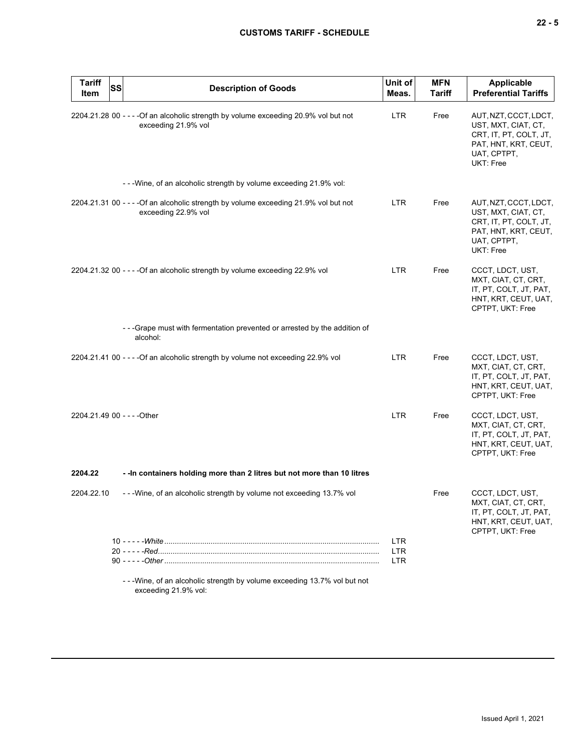| Tariff Item | SS | Description of Goods | Unit of Meas. | MFN Tariff | Applicable Preferential Tariffs |
|---|---|---|---|---|---|
| 2204.21.28 | 00 | - - - -Of an alcoholic strength by volume exceeding 20.9% vol but not exceeding 21.9% vol | LTR | Free | AUT, NZT, CCCT, LDCT, UST, MXT, CIAT, CT, CRT, IT, PT, COLT, JT, PAT, HNT, KRT, CEUT, UAT, CPTPT, UKT: Free |
| | | - - -Wine, of an alcoholic strength by volume exceeding 21.9% vol: | | | |
| 2204.21.31 | 00 | - - - -Of an alcoholic strength by volume exceeding 21.9% vol but not exceeding 22.9% vol | LTR | Free | AUT, NZT, CCCT, LDCT, UST, MXT, CIAT, CT, CRT, IT, PT, COLT, JT, PAT, HNT, KRT, CEUT, UAT, CPTPT, UKT: Free |
| 2204.21.32 | 00 | - - - -Of an alcoholic strength by volume exceeding 22.9% vol | LTR | Free | CCCT, LDCT, UST, MXT, CIAT, CT, CRT, IT, PT, COLT, JT, PAT, HNT, KRT, CEUT, UAT, CPTPT, UKT: Free |
| | | - - -Grape must with fermentation prevented or arrested by the addition of alcohol: | | | |
| 2204.21.41 | 00 | - - - -Of an alcoholic strength by volume not exceeding 22.9% vol | LTR | Free | CCCT, LDCT, UST, MXT, CIAT, CT, CRT, IT, PT, COLT, JT, PAT, HNT, KRT, CEUT, UAT, CPTPT, UKT: Free |
| 2204.21.49 | 00 | - - - -Other | LTR | Free | CCCT, LDCT, UST, MXT, CIAT, CT, CRT, IT, PT, COLT, JT, PAT, HNT, KRT, CEUT, UAT, CPTPT, UKT: Free |
| **2204.22** | | **- -In containers holding more than 2 litres but not more than 10 litres** | | | |
| 2204.22.10 | | - - -Wine, of an alcoholic strength by volume not exceeding 13.7% vol | | Free | CCCT, LDCT, UST, MXT, CIAT, CT, CRT, IT, PT, COLT, JT, PAT, HNT, KRT, CEUT, UAT, CPTPT, UKT: Free |
| | 10 | - - - - -*White* | LTR | | |
| | 20 | - - - - -*Red* | LTR | | |
| | 90 | - - - - -*Other* | LTR | | |
| | | - - -Wine, of an alcoholic strength by volume exceeding 13.7% vol but not exceeding 21.9% vol: | | | |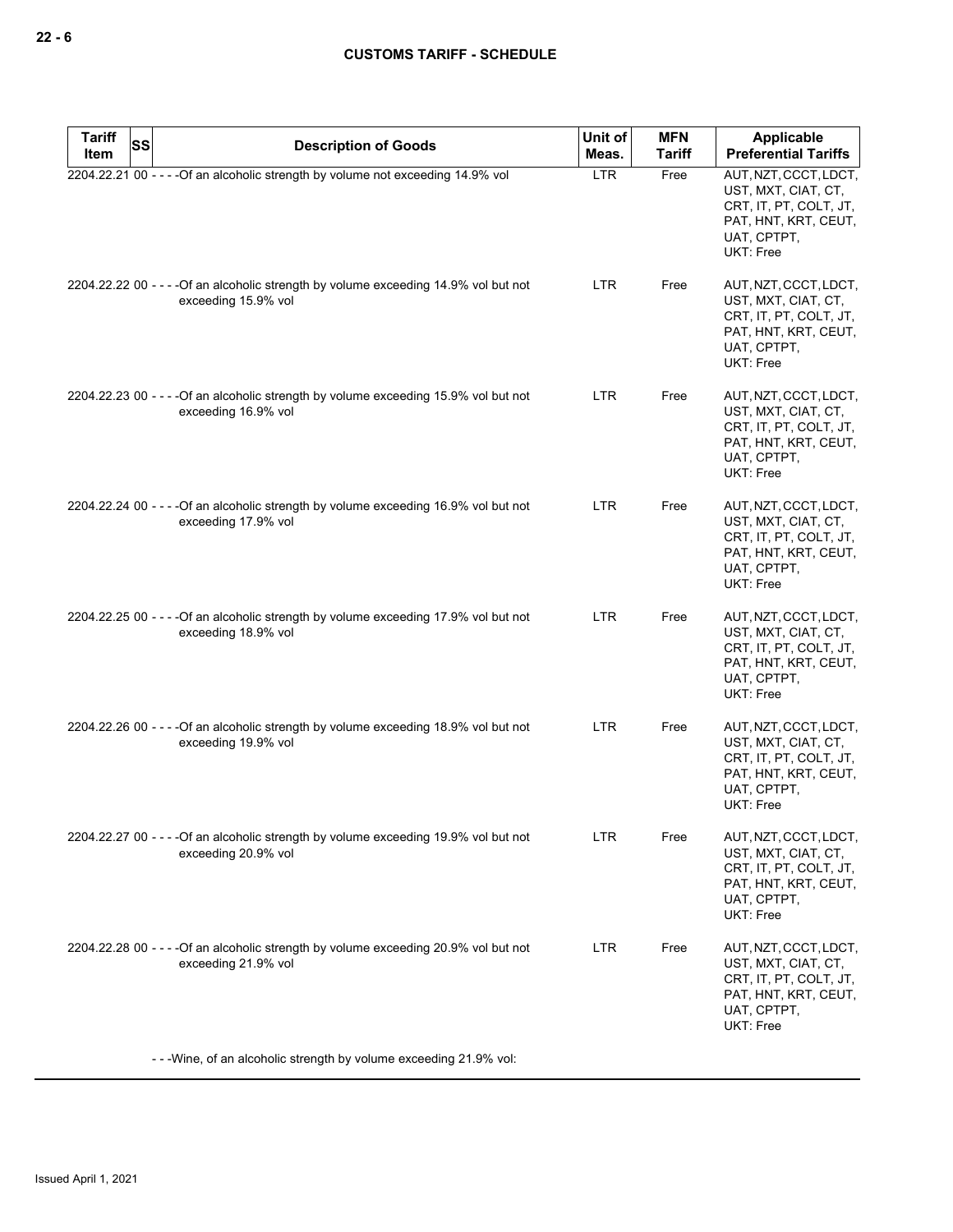| Tariff Item | SS | Description of Goods | Unit of Meas. | MFN Tariff | Applicable Preferential Tariffs |
|---|---|---|---|---|---|
| 2204.22.21 | 00 | - - - -Of an alcoholic strength by volume not exceeding 14.9% vol | LTR | Free | AUT, NZT, CCCT, LDCT, UST, MXT, CIAT, CT, CRT, IT, PT, COLT, JT, PAT, HNT, KRT, CEUT, UAT, CPTPT, UKT: Free |
| 2204.22.22 | 00 | - - - -Of an alcoholic strength by volume exceeding 14.9% vol but not exceeding 15.9% vol | LTR | Free | AUT, NZT, CCCT, LDCT, UST, MXT, CIAT, CT, CRT, IT, PT, COLT, JT, PAT, HNT, KRT, CEUT, UAT, CPTPT, UKT: Free |
| 2204.22.23 | 00 | - - - -Of an alcoholic strength by volume exceeding 15.9% vol but not exceeding 16.9% vol | LTR | Free | AUT, NZT, CCCT, LDCT, UST, MXT, CIAT, CT, CRT, IT, PT, COLT, JT, PAT, HNT, KRT, CEUT, UAT, CPTPT, UKT: Free |
| 2204.22.24 | 00 | - - - -Of an alcoholic strength by volume exceeding 16.9% vol but not exceeding 17.9% vol | LTR | Free | AUT, NZT, CCCT, LDCT, UST, MXT, CIAT, CT, CRT, IT, PT, COLT, JT, PAT, HNT, KRT, CEUT, UAT, CPTPT, UKT: Free |
| 2204.22.25 | 00 | - - - -Of an alcoholic strength by volume exceeding 17.9% vol but not exceeding 18.9% vol | LTR | Free | AUT, NZT, CCCT, LDCT, UST, MXT, CIAT, CT, CRT, IT, PT, COLT, JT, PAT, HNT, KRT, CEUT, UAT, CPTPT, UKT: Free |
| 2204.22.26 | 00 | - - - -Of an alcoholic strength by volume exceeding 18.9% vol but not exceeding 19.9% vol | LTR | Free | AUT, NZT, CCCT, LDCT, UST, MXT, CIAT, CT, CRT, IT, PT, COLT, JT, PAT, HNT, KRT, CEUT, UAT, CPTPT, UKT: Free |
| 2204.22.27 | 00 | - - - -Of an alcoholic strength by volume exceeding 19.9% vol but not exceeding 20.9% vol | LTR | Free | AUT, NZT, CCCT, LDCT, UST, MXT, CIAT, CT, CRT, IT, PT, COLT, JT, PAT, HNT, KRT, CEUT, UAT, CPTPT, UKT: Free |
| 2204.22.28 | 00 | - - - -Of an alcoholic strength by volume exceeding 20.9% vol but not exceeding 21.9% vol | LTR | Free | AUT, NZT, CCCT, LDCT, UST, MXT, CIAT, CT, CRT, IT, PT, COLT, JT, PAT, HNT, KRT, CEUT, UAT, CPTPT, UKT: Free |
| | | - - -Wine, of an alcoholic strength by volume exceeding 21.9% vol: | | | |

Issued April 1, 2021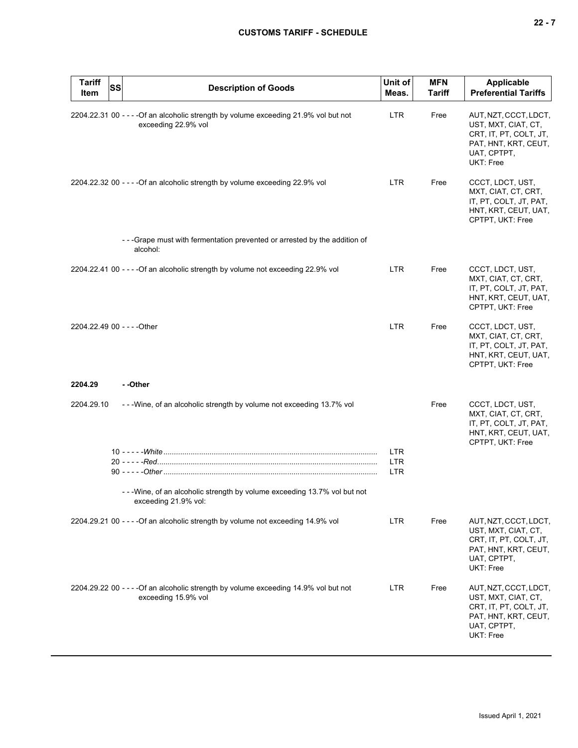| Tariff Item | SS | Description of Goods | Unit of Meas. | MFN Tariff | Applicable Preferential Tariffs |
|---|---|---|---|---|---|
| 2204.22.31 | 00 | - - - -Of an alcoholic strength by volume exceeding 21.9% vol but not exceeding 22.9% vol | LTR | Free | AUT, NZT, CCCT, LDCT, UST, MXT, CIAT, CT, CRT, IT, PT, COLT, JT, PAT, HNT, KRT, CEUT, UAT, CPTPT, UKT: Free |
| 2204.22.32 | 00 | - - - -Of an alcoholic strength by volume exceeding 22.9% vol | LTR | Free | CCCT, LDCT, UST, MXT, CIAT, CT, CRT, IT, PT, COLT, JT, PAT, HNT, KRT, CEUT, UAT, CPTPT, UKT: Free |
| | | - - -Grape must with fermentation prevented or arrested by the addition of alcohol: | | | |
| 2204.22.41 | 00 | - - - -Of an alcoholic strength by volume not exceeding 22.9% vol | LTR | Free | CCCT, LDCT, UST, MXT, CIAT, CT, CRT, IT, PT, COLT, JT, PAT, HNT, KRT, CEUT, UAT, CPTPT, UKT: Free |
| 2204.22.49 | 00 | - - - -Other | LTR | Free | CCCT, LDCT, UST, MXT, CIAT, CT, CRT, IT, PT, COLT, JT, PAT, HNT, KRT, CEUT, UAT, CPTPT, UKT: Free |
| **2204.29** | | **- -Other** | | | |
| 2204.29.10 | | - - -Wine, of an alcoholic strength by volume not exceeding 13.7% vol | | Free | CCCT, LDCT, UST, MXT, CIAT, CT, CRT, IT, PT, COLT, JT, PAT, HNT, KRT, CEUT, UAT, CPTPT, UKT: Free |
| | 10 | - - - - -*White* | LTR | | |
| | 20 | - - - - -*Red* | LTR | | |
| | 90 | - - - - -*Other* | LTR | | |
| | | - - -Wine, of an alcoholic strength by volume exceeding 13.7% vol but not exceeding 21.9% vol: | | | |
| 2204.29.21 | 00 | - - - -Of an alcoholic strength by volume not exceeding 14.9% vol | LTR | Free | AUT, NZT, CCCT, LDCT, UST, MXT, CIAT, CT, CRT, IT, PT, COLT, JT, PAT, HNT, KRT, CEUT, UAT, CPTPT, UKT: Free |
| 2204.29.22 | 00 | - - - -Of an alcoholic strength by volume exceeding 14.9% vol but not exceeding 15.9% vol | LTR | Free | AUT, NZT, CCCT, LDCT, UST, MXT, CIAT, CT, CRT, IT, PT, COLT, JT, PAT, HNT, KRT, CEUT, UAT, CPTPT, UKT: Free |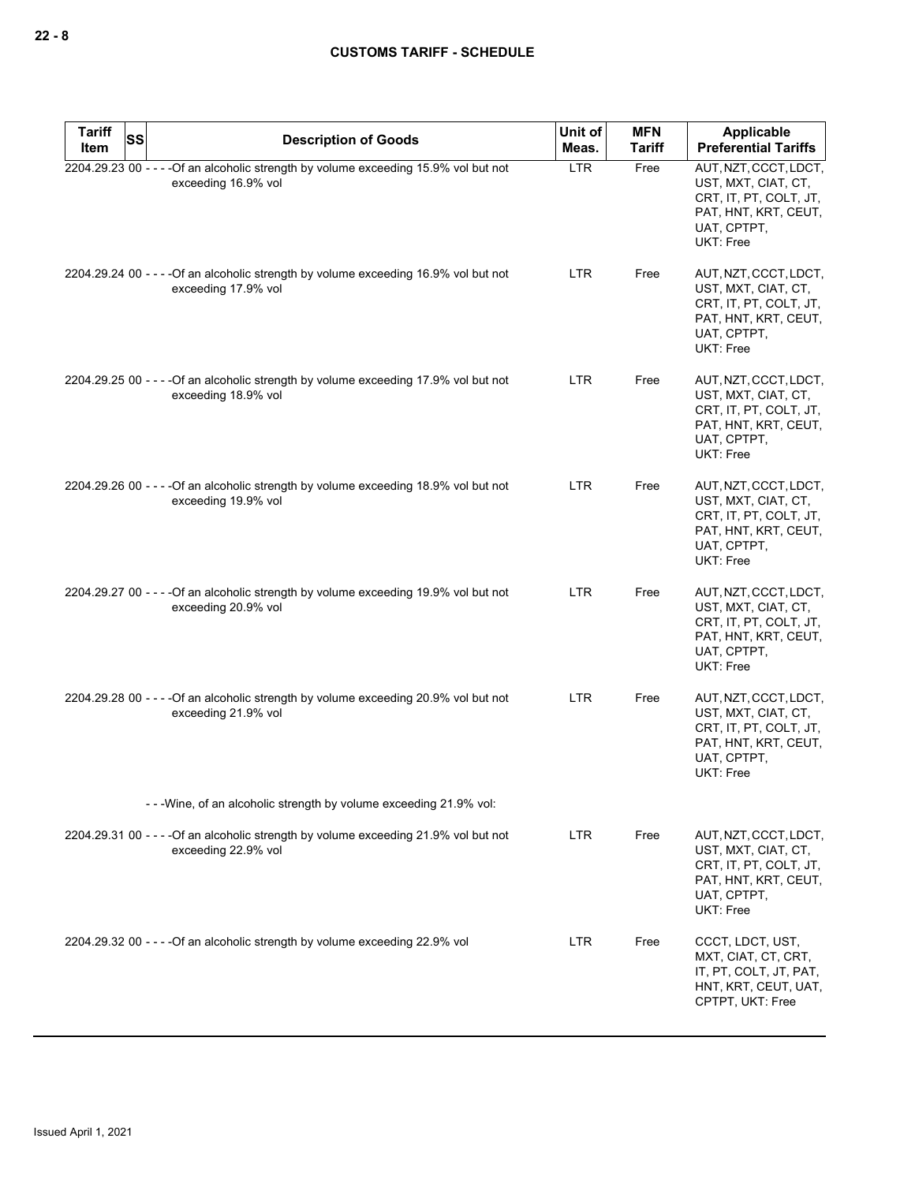| Tariff Item | SS | Description of Goods | Unit of Meas. | MFN Tariff | Applicable Preferential Tariffs |
|---|---|---|---|---|---|
| 2204.29.23 | 00 | - - - -Of an alcoholic strength by volume exceeding 15.9% vol but not exceeding 16.9% vol | LTR | Free | AUT, NZT, CCCT, LDCT, UST, MXT, CIAT, CT, CRT, IT, PT, COLT, JT, PAT, HNT, KRT, CEUT, UAT, CPTPT, UKT: Free |
| 2204.29.24 | 00 | - - - -Of an alcoholic strength by volume exceeding 16.9% vol but not exceeding 17.9% vol | LTR | Free | AUT, NZT, CCCT, LDCT, UST, MXT, CIAT, CT, CRT, IT, PT, COLT, JT, PAT, HNT, KRT, CEUT, UAT, CPTPT, UKT: Free |
| 2204.29.25 | 00 | - - - -Of an alcoholic strength by volume exceeding 17.9% vol but not exceeding 18.9% vol | LTR | Free | AUT, NZT, CCCT, LDCT, UST, MXT, CIAT, CT, CRT, IT, PT, COLT, JT, PAT, HNT, KRT, CEUT, UAT, CPTPT, UKT: Free |
| 2204.29.26 | 00 | - - - -Of an alcoholic strength by volume exceeding 18.9% vol but not exceeding 19.9% vol | LTR | Free | AUT, NZT, CCCT, LDCT, UST, MXT, CIAT, CT, CRT, IT, PT, COLT, JT, PAT, HNT, KRT, CEUT, UAT, CPTPT, UKT: Free |
| 2204.29.27 | 00 | - - - -Of an alcoholic strength by volume exceeding 19.9% vol but not exceeding 20.9% vol | LTR | Free | AUT, NZT, CCCT, LDCT, UST, MXT, CIAT, CT, CRT, IT, PT, COLT, JT, PAT, HNT, KRT, CEUT, UAT, CPTPT, UKT: Free |
| 2204.29.28 | 00 | - - - -Of an alcoholic strength by volume exceeding 20.9% vol but not exceeding 21.9% vol | LTR | Free | AUT, NZT, CCCT, LDCT, UST, MXT, CIAT, CT, CRT, IT, PT, COLT, JT, PAT, HNT, KRT, CEUT, UAT, CPTPT, UKT: Free |
| | | - - -Wine, of an alcoholic strength by volume exceeding 21.9% vol: | | | |
| 2204.29.31 | 00 | - - - -Of an alcoholic strength by volume exceeding 21.9% vol but not exceeding 22.9% vol | LTR | Free | AUT, NZT, CCCT, LDCT, UST, MXT, CIAT, CT, CRT, IT, PT, COLT, JT, PAT, HNT, KRT, CEUT, UAT, CPTPT, UKT: Free |
| 2204.29.32 | 00 | - - - -Of an alcoholic strength by volume exceeding 22.9% vol | LTR | Free | CCCT, LDCT, UST, MXT, CIAT, CT, CRT, IT, PT, COLT, JT, PAT, HNT, KRT, CEUT, UAT, CPTPT, UKT: Free |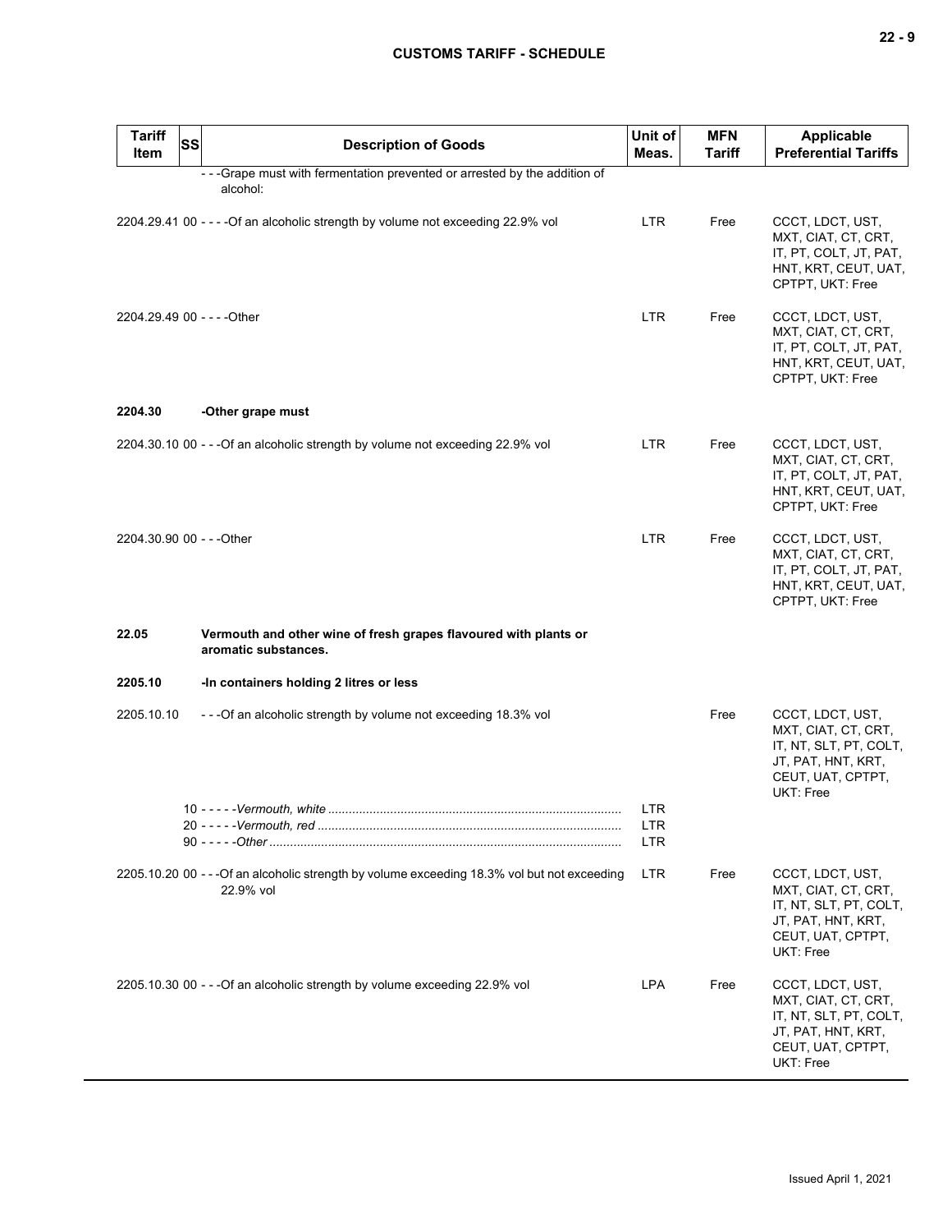| Tariff Item | SS | Description of Goods | Unit of Meas. | MFN Tariff | Applicable Preferential Tariffs |
|---|---|---|---|---|---|
| | | - - -Grape must with fermentation prevented or arrested by the addition of alcohol: | | | |
| 2204.29.41 | 00 | - - - -Of an alcoholic strength by volume not exceeding 22.9% vol | LTR | Free | CCCT, LDCT, UST, MXT, CIAT, CT, CRT, IT, PT, COLT, JT, PAT, HNT, KRT, CEUT, UAT, CPTPT, UKT: Free |
| 2204.29.49 | 00 | - - - -Other | LTR | Free | CCCT, LDCT, UST, MXT, CIAT, CT, CRT, IT, PT, COLT, JT, PAT, HNT, KRT, CEUT, UAT, CPTPT, UKT: Free |
| **2204.30** | | **-Other grape must** | | | |
| 2204.30.10 | 00 | - - -Of an alcoholic strength by volume not exceeding 22.9% vol | LTR | Free | CCCT, LDCT, UST, MXT, CIAT, CT, CRT, IT, PT, COLT, JT, PAT, HNT, KRT, CEUT, UAT, CPTPT, UKT: Free |
| 2204.30.90 | 00 | - - -Other | LTR | Free | CCCT, LDCT, UST, MXT, CIAT, CT, CRT, IT, PT, COLT, JT, PAT, HNT, KRT, CEUT, UAT, CPTPT, UKT: Free |
| **22.05** | | **Vermouth and other wine of fresh grapes flavoured with plants or aromatic substances.** | | | |
| **2205.10** | | **-In containers holding 2 litres or less** | | | |
| 2205.10.10 | | - - -Of an alcoholic strength by volume not exceeding 18.3% vol | | Free | CCCT, LDCT, UST, MXT, CIAT, CT, CRT, IT, NT, SLT, PT, COLT, JT, PAT, HNT, KRT, CEUT, UAT, CPTPT, UKT: Free |
| | 10 | - - - - -*Vermouth, white* | LTR | | |
| | 20 | - - - - -*Vermouth, red* | LTR | | |
| | 90 | - - - - -*Other* | LTR | | |
| 2205.10.20 | 00 | - - -Of an alcoholic strength by volume exceeding 18.3% vol but not exceeding 22.9% vol | LTR | Free | CCCT, LDCT, UST, MXT, CIAT, CT, CRT, IT, NT, SLT, PT, COLT, JT, PAT, HNT, KRT, CEUT, UAT, CPTPT, UKT: Free |
| 2205.10.30 | 00 | - - -Of an alcoholic strength by volume exceeding 22.9% vol | LPA | Free | CCCT, LDCT, UST, MXT, CIAT, CT, CRT, IT, NT, SLT, PT, COLT, JT, PAT, HNT, KRT, CEUT, UAT, CPTPT, UKT: Free |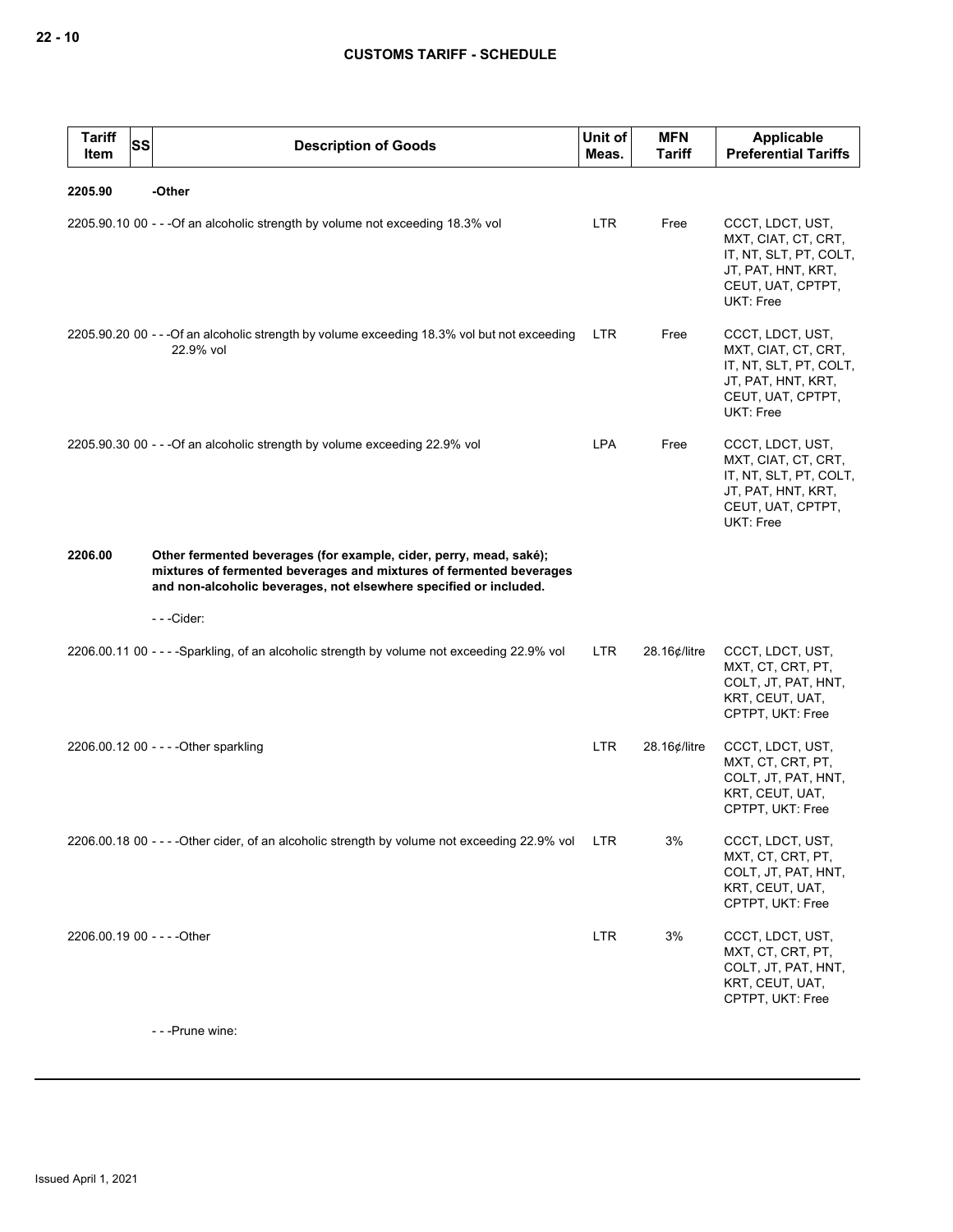| Tariff Item | SS | Description of Goods | Unit of Meas. | MFN Tariff | Applicable Preferential Tariffs |
|---|---|---|---|---|---|
| 2205.90 | | -Other | | | |
| 2205.90.10 | 00 | - - -Of an alcoholic strength by volume not exceeding 18.3% vol | LTR | Free | CCCT, LDCT, UST, MXT, CIAT, CT, CRT, IT, NT, SLT, PT, COLT, JT, PAT, HNT, KRT, CEUT, UAT, CPTPT, UKT: Free |
| 2205.90.20 | 00 | - - -Of an alcoholic strength by volume exceeding 18.3% vol but not exceeding 22.9% vol | LTR | Free | CCCT, LDCT, UST, MXT, CIAT, CT, CRT, IT, NT, SLT, PT, COLT, JT, PAT, HNT, KRT, CEUT, UAT, CPTPT, UKT: Free |
| 2205.90.30 | 00 | - - -Of an alcoholic strength by volume exceeding 22.9% vol | LPA | Free | CCCT, LDCT, UST, MXT, CIAT, CT, CRT, IT, NT, SLT, PT, COLT, JT, PAT, HNT, KRT, CEUT, UAT, CPTPT, UKT: Free |
| 2206.00 | | **Other fermented beverages (for example, cider, perry, mead, saké); mixtures of fermented beverages and mixtures of fermented beverages and non-alcoholic beverages, not elsewhere specified or included.** | | | |
| | | - - -Cider: | | | |
| 2206.00.11 | 00 | - - - -Sparkling, of an alcoholic strength by volume not exceeding 22.9% vol | LTR | 28.16¢/litre | CCCT, LDCT, UST, MXT, CT, CRT, PT, COLT, JT, PAT, HNT, KRT, CEUT, UAT, CPTPT, UKT: Free |
| 2206.00.12 | 00 | - - - -Other sparkling | LTR | 28.16¢/litre | CCCT, LDCT, UST, MXT, CT, CRT, PT, COLT, JT, PAT, HNT, KRT, CEUT, UAT, CPTPT, UKT: Free |
| 2206.00.18 | 00 | - - - -Other cider, of an alcoholic strength by volume not exceeding 22.9% vol | LTR | 3% | CCCT, LDCT, UST, MXT, CT, CRT, PT, COLT, JT, PAT, HNT, KRT, CEUT, UAT, CPTPT, UKT: Free |
| 2206.00.19 | 00 | - - - -Other | LTR | 3% | CCCT, LDCT, UST, MXT, CT, CRT, PT, COLT, JT, PAT, HNT, KRT, CEUT, UAT, CPTPT, UKT: Free |
| | | - - -Prune wine: | | | |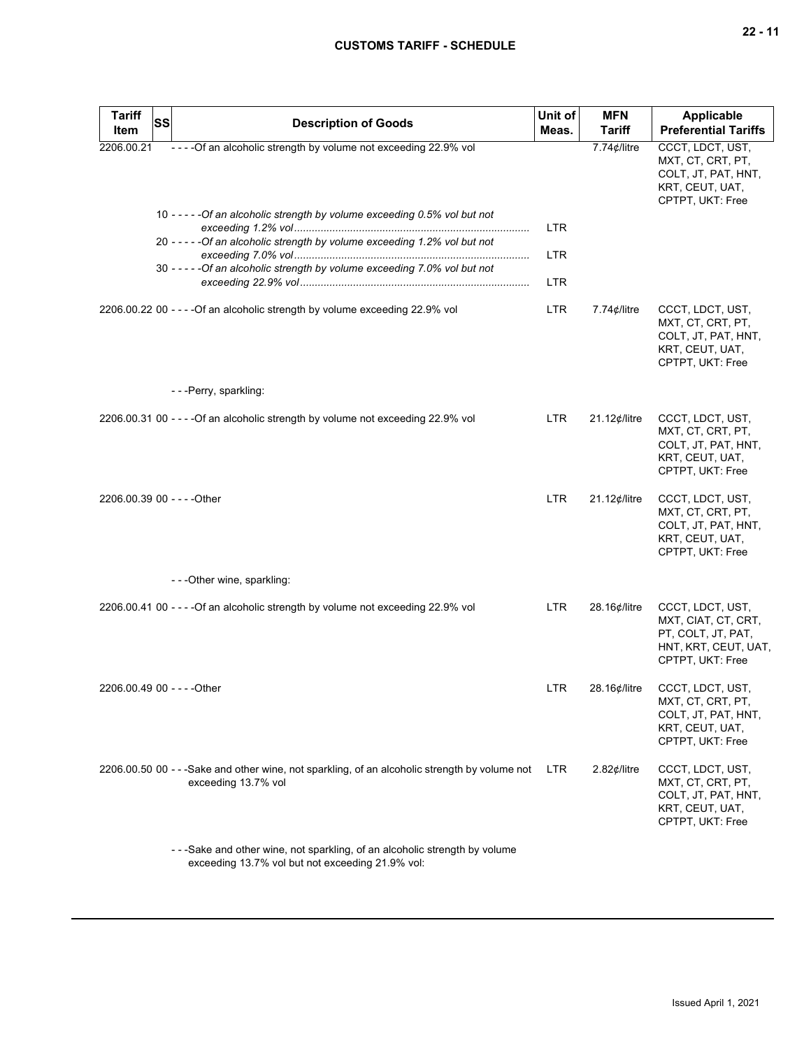| Tariff Item | SS | Description of Goods | Unit of Meas. | MFN Tariff | Applicable Preferential Tariffs |
|---|---|---|---|---|---|
| 2206.00.21 | | - - - -Of an alcoholic strength by volume not exceeding 22.9% vol | | 7.74¢/litre | CCCT, LDCT, UST, MXT, CT, CRT, PT, COLT, JT, PAT, HNT, KRT, CEUT, UAT, CPTPT, UKT: Free |
| | 10 | - - - - -*Of an alcoholic strength by volume exceeding 0.5% vol but not exceeding 1.2% vol* | LTR | | |
| | 20 | - - - - -*Of an alcoholic strength by volume exceeding 1.2% vol but not exceeding 7.0% vol* | LTR | | |
| | 30 | - - - - -*Of an alcoholic strength by volume exceeding 7.0% vol but not exceeding 22.9% vol* | LTR | | |
| 2206.00.22 | 00 | - - - -Of an alcoholic strength by volume exceeding 22.9% vol | LTR | 7.74¢/litre | CCCT, LDCT, UST, MXT, CT, CRT, PT, COLT, JT, PAT, HNT, KRT, CEUT, UAT, CPTPT, UKT: Free |
| | | - - -Perry, sparkling: | | | |
| 2206.00.31 | 00 | - - - -Of an alcoholic strength by volume not exceeding 22.9% vol | LTR | 21.12¢/litre | CCCT, LDCT, UST, MXT, CT, CRT, PT, COLT, JT, PAT, HNT, KRT, CEUT, UAT, CPTPT, UKT: Free |
| 2206.00.39 | 00 | - - - -Other | LTR | 21.12¢/litre | CCCT, LDCT, UST, MXT, CT, CRT, PT, COLT, JT, PAT, HNT, KRT, CEUT, UAT, CPTPT, UKT: Free |
| | | - - -Other wine, sparkling: | | | |
| 2206.00.41 | 00 | - - - -Of an alcoholic strength by volume not exceeding 22.9% vol | LTR | 28.16¢/litre | CCCT, LDCT, UST, MXT, CIAT, CT, CRT, PT, COLT, JT, PAT, HNT, KRT, CEUT, UAT, CPTPT, UKT: Free |
| 2206.00.49 | 00 | - - - -Other | LTR | 28.16¢/litre | CCCT, LDCT, UST, MXT, CT, CRT, PT, COLT, JT, PAT, HNT, KRT, CEUT, UAT, CPTPT, UKT: Free |
| 2206.00.50 | 00 | - - -Sake and other wine, not sparkling, of an alcoholic strength by volume not exceeding 13.7% vol | LTR | 2.82¢/litre | CCCT, LDCT, UST, MXT, CT, CRT, PT, COLT, JT, PAT, HNT, KRT, CEUT, UAT, CPTPT, UKT: Free |
| | | - - -Sake and other wine, not sparkling, of an alcoholic strength by volume exceeding 13.7% vol but not exceeding 21.9% vol: | | | |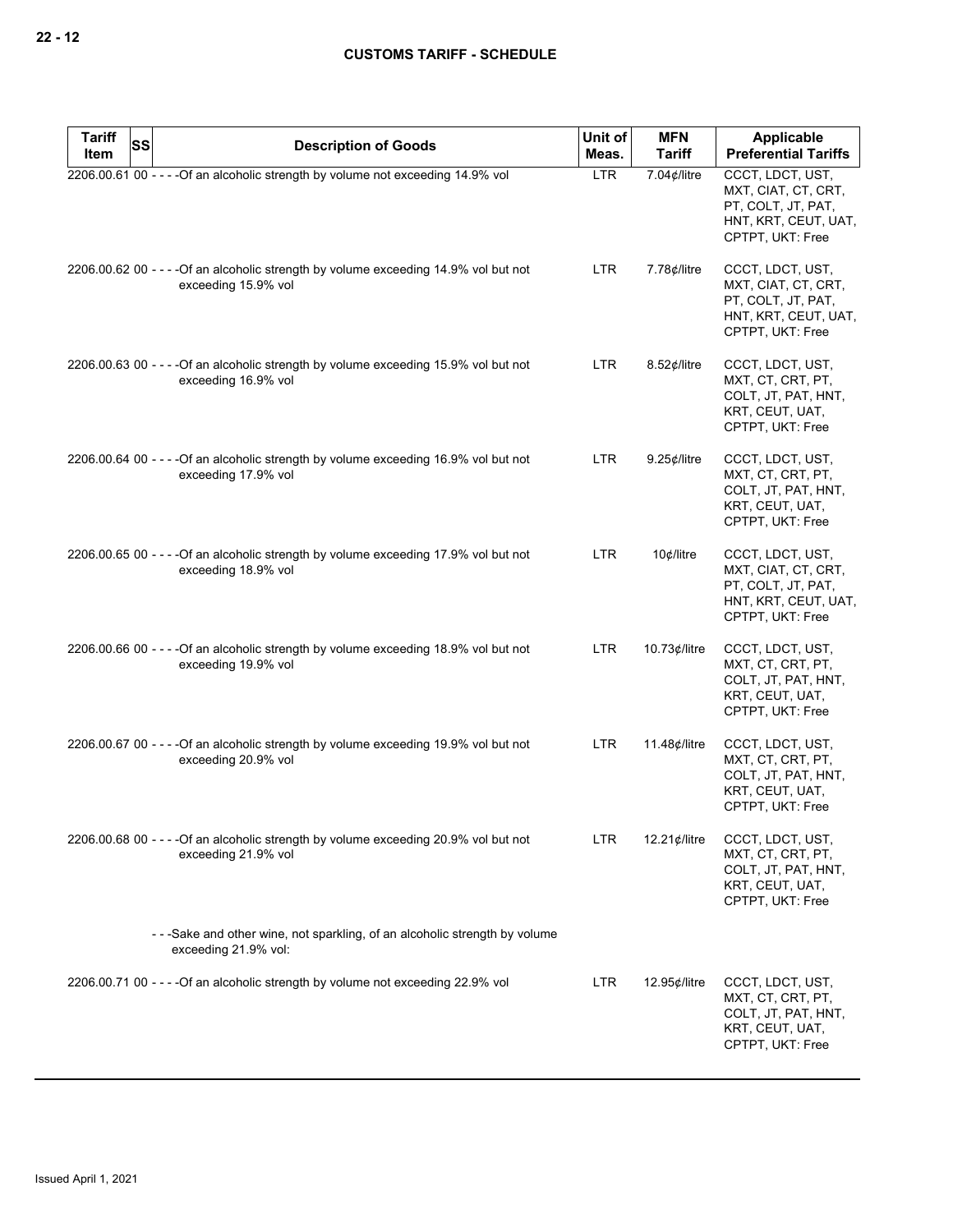| Tariff Item | SS | Description of Goods | Unit of Meas. | MFN Tariff | Applicable Preferential Tariffs |
|---|---|---|---|---|---|
| 2206.00.61 | 00 | - - - -Of an alcoholic strength by volume not exceeding 14.9% vol | LTR | 7.04¢/litre | CCCT, LDCT, UST, MXT, CIAT, CT, CRT, PT, COLT, JT, PAT, HNT, KRT, CEUT, UAT, CPTPT, UKT: Free |
| 2206.00.62 | 00 | - - - -Of an alcoholic strength by volume exceeding 14.9% vol but not exceeding 15.9% vol | LTR | 7.78¢/litre | CCCT, LDCT, UST, MXT, CIAT, CT, CRT, PT, COLT, JT, PAT, HNT, KRT, CEUT, UAT, CPTPT, UKT: Free |
| 2206.00.63 | 00 | - - - -Of an alcoholic strength by volume exceeding 15.9% vol but not exceeding 16.9% vol | LTR | 8.52¢/litre | CCCT, LDCT, UST, MXT, CT, CRT, PT, COLT, JT, PAT, HNT, KRT, CEUT, UAT, CPTPT, UKT: Free |
| 2206.00.64 | 00 | - - - -Of an alcoholic strength by volume exceeding 16.9% vol but not exceeding 17.9% vol | LTR | 9.25¢/litre | CCCT, LDCT, UST, MXT, CT, CRT, PT, COLT, JT, PAT, HNT, KRT, CEUT, UAT, CPTPT, UKT: Free |
| 2206.00.65 | 00 | - - - -Of an alcoholic strength by volume exceeding 17.9% vol but not exceeding 18.9% vol | LTR | 10¢/litre | CCCT, LDCT, UST, MXT, CIAT, CT, CRT, PT, COLT, JT, PAT, HNT, KRT, CEUT, UAT, CPTPT, UKT: Free |
| 2206.00.66 | 00 | - - - -Of an alcoholic strength by volume exceeding 18.9% vol but not exceeding 19.9% vol | LTR | 10.73¢/litre | CCCT, LDCT, UST, MXT, CT, CRT, PT, COLT, JT, PAT, HNT, KRT, CEUT, UAT, CPTPT, UKT: Free |
| 2206.00.67 | 00 | - - - -Of an alcoholic strength by volume exceeding 19.9% vol but not exceeding 20.9% vol | LTR | 11.48¢/litre | CCCT, LDCT, UST, MXT, CT, CRT, PT, COLT, JT, PAT, HNT, KRT, CEUT, UAT, CPTPT, UKT: Free |
| 2206.00.68 | 00 | - - - -Of an alcoholic strength by volume exceeding 20.9% vol but not exceeding 21.9% vol | LTR | 12.21¢/litre | CCCT, LDCT, UST, MXT, CT, CRT, PT, COLT, JT, PAT, HNT, KRT, CEUT, UAT, CPTPT, UKT: Free |
| | | - - -Sake and other wine, not sparkling, of an alcoholic strength by volume exceeding 21.9% vol: | | | |
| 2206.00.71 | 00 | - - - -Of an alcoholic strength by volume not exceeding 22.9% vol | LTR | 12.95¢/litre | CCCT, LDCT, UST, MXT, CT, CRT, PT, COLT, JT, PAT, HNT, KRT, CEUT, UAT, CPTPT, UKT: Free |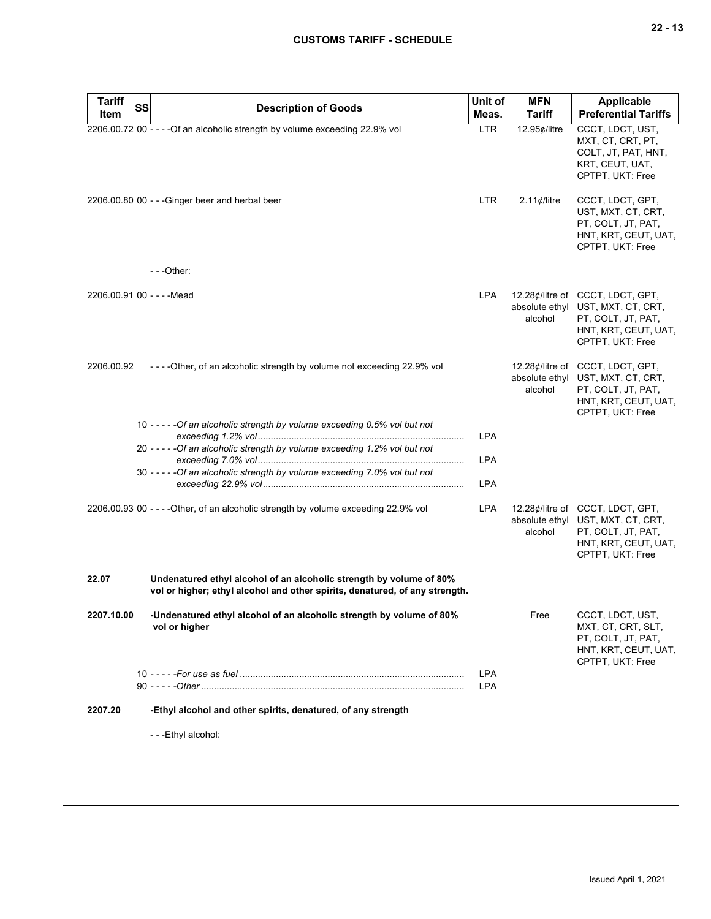| Tariff Item | SS | Description of Goods | Unit of Meas. | MFN Tariff | Applicable Preferential Tariffs |
|---|---|---|---|---|---|
| 2206.00.72 | 00 | - - - -Of an alcoholic strength by volume exceeding 22.9% vol | LTR | 12.95¢/litre | CCCT, LDCT, UST, MXT, CT, CRT, PT, COLT, JT, PAT, HNT, KRT, CEUT, UAT, CPTPT, UKT: Free |
| 2206.00.80 | 00 | - - -Ginger beer and herbal beer | LTR | 2.11¢/litre | CCCT, LDCT, GPT, UST, MXT, CT, CRT, PT, COLT, JT, PAT, HNT, KRT, CEUT, UAT, CPTPT, UKT: Free |
| | | - - -Other: | | | |
| 2206.00.91 | 00 | - - - -Mead | LPA | 12.28¢/litre of absolute ethyl alcohol | CCCT, LDCT, GPT, UST, MXT, CT, CRT, PT, COLT, JT, PAT, HNT, KRT, CEUT, UAT, CPTPT, UKT: Free |
| 2206.00.92 | | - - - -Other, of an alcoholic strength by volume not exceeding 22.9% vol | | 12.28¢/litre of absolute ethyl alcohol | CCCT, LDCT, GPT, UST, MXT, CT, CRT, PT, COLT, JT, PAT, HNT, KRT, CEUT, UAT, CPTPT, UKT: Free |
| | 10 | - - - - -*Of an alcoholic strength by volume exceeding 0.5% vol but not exceeding 1.2% vol* | LPA | | |
| | 20 | - - - - -*Of an alcoholic strength by volume exceeding 1.2% vol but not exceeding 7.0% vol* | LPA | | |
| | 30 | - - - - -*Of an alcoholic strength by volume exceeding 7.0% vol but not exceeding 22.9% vol* | LPA | | |
| 2206.00.93 | 00 | - - - -Other, of an alcoholic strength by volume exceeding 22.9% vol | LPA | 12.28¢/litre of absolute ethyl alcohol | CCCT, LDCT, GPT, UST, MXT, CT, CRT, PT, COLT, JT, PAT, HNT, KRT, CEUT, UAT, CPTPT, UKT: Free |
| **22.07** | | **Undenatured ethyl alcohol of an alcoholic strength by volume of 80% vol or higher; ethyl alcohol and other spirits, denatured, of any strength.** | | | |
| **2207.10.00** | | **-Undenatured ethyl alcohol of an alcoholic strength by volume of 80% vol or higher** | | Free | CCCT, LDCT, UST, MXT, CT, CRT, SLT, PT, COLT, JT, PAT, HNT, KRT, CEUT, UAT, CPTPT, UKT: Free |
| | 10 | - - - - -*For use as fuel* | LPA | | |
| | 90 | - - - - -*Other* | LPA | | |
| **2207.20** | | **-Ethyl alcohol and other spirits, denatured, of any strength** | | | |
| | | - - -Ethyl alcohol: | | | |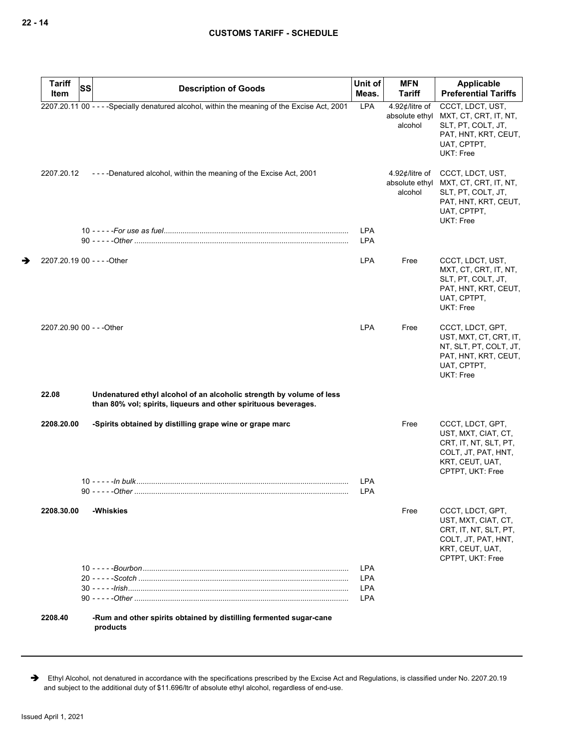| Tariff Item | SS | Description of Goods | Unit of Meas. | MFN Tariff | Applicable Preferential Tariffs |
|---|---|---|---|---|---|
| 2207.20.11 | 00 | - - - -Specially denatured alcohol, within the meaning of the Excise Act, 2001 | LPA | 4.92¢/litre of absolute ethyl alcohol | CCCT, LDCT, UST, MXT, CT, CRT, IT, NT, SLT, PT, COLT, JT, PAT, HNT, KRT, CEUT, UAT, CPTPT, UKT: Free |
| 2207.20.12 | | - - - -Denatured alcohol, within the meaning of the Excise Act, 2001 | | 4.92¢/litre of absolute ethyl alcohol | CCCT, LDCT, UST, MXT, CT, CRT, IT, NT, SLT, PT, COLT, JT, PAT, HNT, KRT, CEUT, UAT, CPTPT, UKT: Free |
| | 10 | - - - - -*For use as fuel* | LPA | | |
| | 90 | - - - - -*Other* | LPA | | |
| ➔ 2207.20.19 | 00 | - - - -Other | LPA | Free | CCCT, LDCT, UST, MXT, CT, CRT, IT, NT, SLT, PT, COLT, JT, PAT, HNT, KRT, CEUT, UAT, CPTPT, UKT: Free |
| 2207.20.90 | 00 | - - -Other | LPA | Free | CCCT, LDCT, GPT, UST, MXT, CT, CRT, IT, NT, SLT, PT, COLT, JT, PAT, HNT, KRT, CEUT, UAT, CPTPT, UKT: Free |
| **22.08** | | **Undenatured ethyl alcohol of an alcoholic strength by volume of less than 80% vol; spirits, liqueurs and other spirituous beverages.** | | | |
| **2208.20.00** | | **-Spirits obtained by distilling grape wine or grape marc** | | Free | CCCT, LDCT, GPT, UST, MXT, CIAT, CT, CRT, IT, NT, SLT, PT, COLT, JT, PAT, HNT, KRT, CEUT, UAT, CPTPT, UKT: Free |
| | 10 | - - - - -*In bulk* | LPA | | |
| | 90 | - - - - -*Other* | LPA | | |
| **2208.30.00** | | **-Whiskies** | | Free | CCCT, LDCT, GPT, UST, MXT, CIAT, CT, CRT, IT, NT, SLT, PT, COLT, JT, PAT, HNT, KRT, CEUT, UAT, CPTPT, UKT: Free |
| | 10 | - - - - -*Bourbon* | LPA | | |
| | 20 | - - - - -*Scotch* | LPA | | |
| | 30 | - - - - -*Irish* | LPA | | |
| | 90 | - - - - -*Other* | LPA | | |
| **2208.40** | | **-Rum and other spirits obtained by distilling fermented sugar-cane products** | | | |

➔ Ethyl Alcohol, not denatured in accordance with the specifications prescribed by the Excise Act and Regulations, is classified under No. 2207.20.19 and subject to the additional duty of $11.696/ltr of absolute ethyl alcohol, regardless of end-use.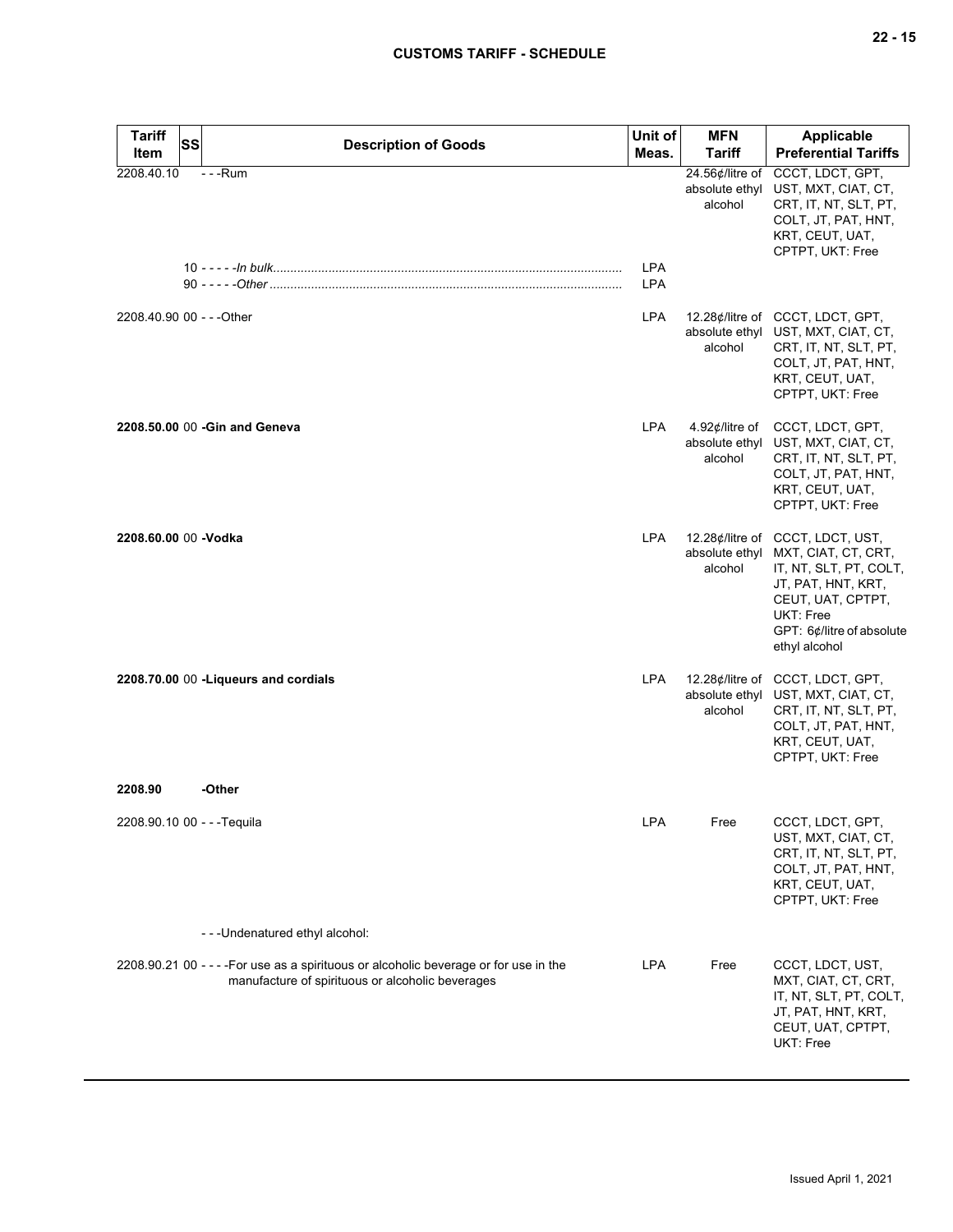| Tariff Item | SS | Description of Goods | Unit of Meas. | MFN Tariff | Applicable Preferential Tariffs |
|---|---|---|---|---|---|
| 2208.40.10 | | - - -Rum | | 24.56¢/litre of absolute ethyl alcohol | CCCT, LDCT, GPT, UST, MXT, CIAT, CT, CRT, IT, NT, SLT, PT, COLT, JT, PAT, HNT, KRT, CEUT, UAT, CPTPT, UKT: Free |
| | 10 | - - - - -*In bulk* | LPA | | |
| | 90 | - - - - -*Other* | LPA | | |
| 2208.40.90 | 00 | - - -Other | LPA | 12.28¢/litre of absolute ethyl alcohol | CCCT, LDCT, GPT, UST, MXT, CIAT, CT, CRT, IT, NT, SLT, PT, COLT, JT, PAT, HNT, KRT, CEUT, UAT, CPTPT, UKT: Free |
| **2208.50.00** | 00 | **-Gin and Geneva** | LPA | 4.92¢/litre of absolute ethyl alcohol | CCCT, LDCT, GPT, UST, MXT, CIAT, CT, CRT, IT, NT, SLT, PT, COLT, JT, PAT, HNT, KRT, CEUT, UAT, CPTPT, UKT: Free |
| **2208.60.00** | 00 | **-Vodka** | LPA | 12.28¢/litre of absolute ethyl alcohol | CCCT, LDCT, UST, MXT, CIAT, CT, CRT, IT, NT, SLT, PT, COLT, JT, PAT, HNT, KRT, CEUT, UAT, CPTPT, UKT: Free<br>GPT: 6¢/litre of absolute ethyl alcohol |
| **2208.70.00** | 00 | **-Liqueurs and cordials** | LPA | 12.28¢/litre of absolute ethyl alcohol | CCCT, LDCT, GPT, UST, MXT, CIAT, CT, CRT, IT, NT, SLT, PT, COLT, JT, PAT, HNT, KRT, CEUT, UAT, CPTPT, UKT: Free |
| **2208.90** | | **-Other** | | | |
| 2208.90.10 | 00 | - - -Tequila | LPA | Free | CCCT, LDCT, GPT, UST, MXT, CIAT, CT, CRT, IT, NT, SLT, PT, COLT, JT, PAT, HNT, KRT, CEUT, UAT, CPTPT, UKT: Free |
| | | - - -Undenatured ethyl alcohol: | | | |
| 2208.90.21 | 00 | - - - -For use as a spirituous or alcoholic beverage or for use in the manufacture of spirituous or alcoholic beverages | LPA | Free | CCCT, LDCT, UST, MXT, CIAT, CT, CRT, IT, NT, SLT, PT, COLT, JT, PAT, HNT, KRT, CEUT, UAT, CPTPT, UKT: Free |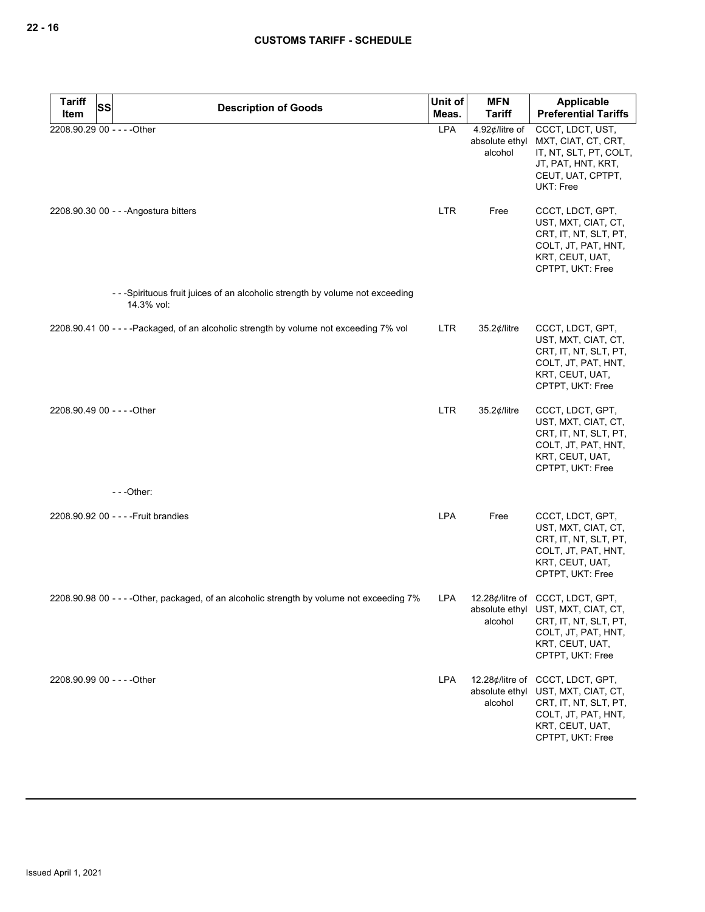| Tariff Item | SS | Description of Goods | Unit of Meas. | MFN Tariff | Applicable Preferential Tariffs |
|---|---|---|---|---|---|
| 2208.90.29 | 00 | - - - -Other | LPA | 4.92¢/litre of absolute ethyl alcohol | CCCT, LDCT, UST, MXT, CIAT, CT, CRT, IT, NT, SLT, PT, COLT, JT, PAT, HNT, KRT, CEUT, UAT, CPTPT, UKT: Free |
| 2208.90.30 | 00 | - - -Angostura bitters | LTR | Free | CCCT, LDCT, GPT, UST, MXT, CIAT, CT, CRT, IT, NT, SLT, PT, COLT, JT, PAT, HNT, KRT, CEUT, UAT, CPTPT, UKT: Free |
| | | - - -Spirituous fruit juices of an alcoholic strength by volume not exceeding 14.3% vol: | | | |
| 2208.90.41 | 00 | - - - -Packaged, of an alcoholic strength by volume not exceeding 7% vol | LTR | 35.2¢/litre | CCCT, LDCT, GPT, UST, MXT, CIAT, CT, CRT, IT, NT, SLT, PT, COLT, JT, PAT, HNT, KRT, CEUT, UAT, CPTPT, UKT: Free |
| 2208.90.49 | 00 | - - - -Other | LTR | 35.2¢/litre | CCCT, LDCT, GPT, UST, MXT, CIAT, CT, CRT, IT, NT, SLT, PT, COLT, JT, PAT, HNT, KRT, CEUT, UAT, CPTPT, UKT: Free |
| | | - - -Other: | | | |
| 2208.90.92 | 00 | - - - -Fruit brandies | LPA | Free | CCCT, LDCT, GPT, UST, MXT, CIAT, CT, CRT, IT, NT, SLT, PT, COLT, JT, PAT, HNT, KRT, CEUT, UAT, CPTPT, UKT: Free |
| 2208.90.98 | 00 | - - - -Other, packaged, of an alcoholic strength by volume not exceeding 7% | LPA | 12.28¢/litre of absolute ethyl alcohol | CCCT, LDCT, GPT, UST, MXT, CIAT, CT, CRT, IT, NT, SLT, PT, COLT, JT, PAT, HNT, KRT, CEUT, UAT, CPTPT, UKT: Free |
| 2208.90.99 | 00 | - - - -Other | LPA | 12.28¢/litre of absolute ethyl alcohol | CCCT, LDCT, GPT, UST, MXT, CIAT, CT, CRT, IT, NT, SLT, PT, COLT, JT, PAT, HNT, KRT, CEUT, UAT, CPTPT, UKT: Free |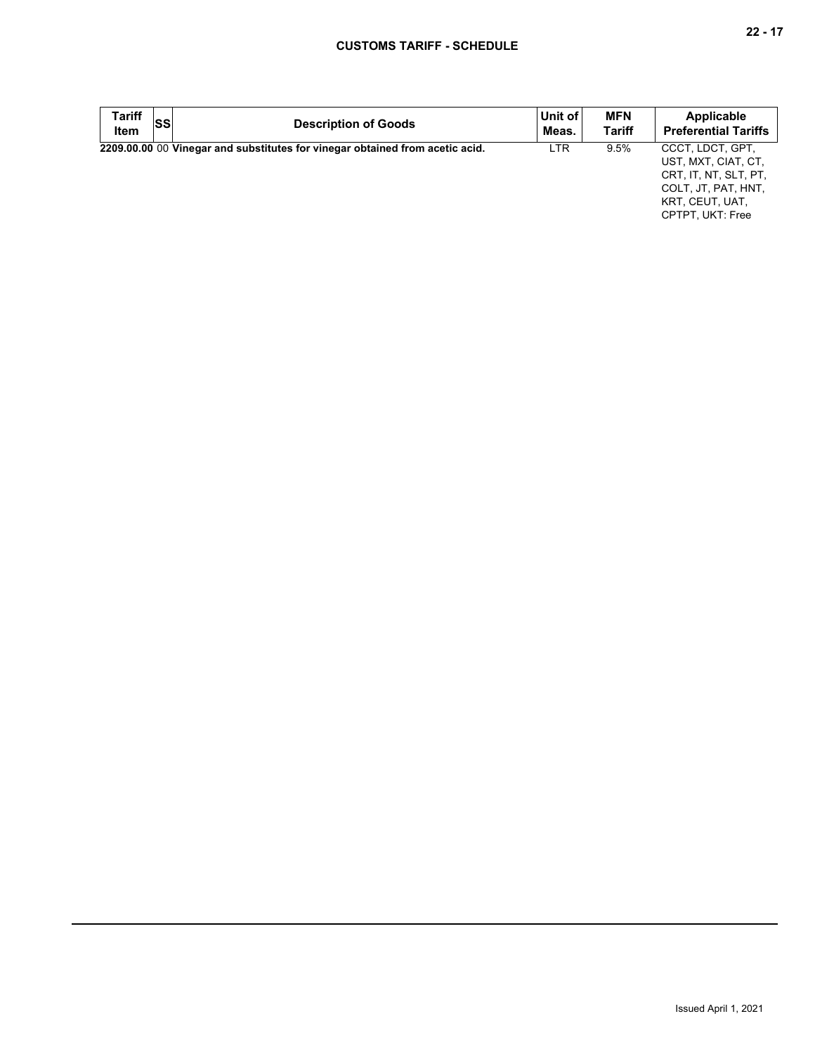| Tariff Item | SS | Description of Goods | Unit of Meas. | MFN Tariff | Applicable Preferential Tariffs |
|---|---|---|---|---|---|
| **2209.00.00** | 00 | **Vinegar and substitutes for vinegar obtained from acetic acid.** | LTR | 9.5% | CCCT, LDCT, GPT, UST, MXT, CIAT, CT, CRT, IT, NT, SLT, PT, COLT, JT, PAT, HNT, KRT, CEUT, UAT, CPTPT, UKT: Free |

Issued April 1, 2021